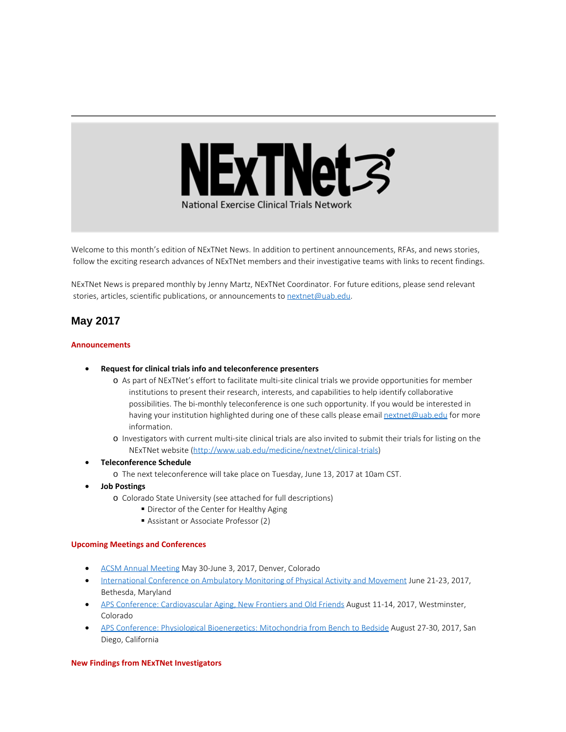# NExTNet

National Exercise Clinical Trials Network

Welcome to this month's edition of NExTNet News. In addition to pertinent announcements, RFAs, and news stories, follow the exciting research advances of NExTNet members and their investigative teams with links to recent findings.

NExTNet News is prepared monthly by Jenny Martz, NExTNet Coordinator. For future editions, please send relevant stories, articles, scientific publications, or announcements to nextnet@uab.edu.

## May 2017

### Announcements

- **Request for clinical trials info and teleconference presenters**
  - As part of NExTNet's effort to facilitate multi-site clinical trials we provide opportunities for member institutions to present their research, interests, and capabilities to help identify collaborative possibilities. The bi-monthly teleconference is one such opportunity. If you would be interested in having your institution highlighted during one of these calls please email nextnet@uab.edu for more information.
  - Investigators with current multi-site clinical trials are also invited to submit their trials for listing on the NExTNet website (http://www.uab.edu/medicine/nextnet/clinical-trials)
- **Teleconference Schedule**
  - The next teleconference will take place on Tuesday, June 13, 2017 at 10am CST.
- **Job Postings**
  - Colorado State University (see attached for full descriptions)
    - Director of the Center for Healthy Aging
    - Assistant or Associate Professor (2)

### Upcoming Meetings and Conferences

- ACSM Annual Meeting May 30-June 3, 2017, Denver, Colorado
- International Conference on Ambulatory Monitoring of Physical Activity and Movement June 21-23, 2017, Bethesda, Maryland
- APS Conference: Cardiovascular Aging, New Frontiers and Old Friends August 11-14, 2017, Westminster, Colorado
- APS Conference: Physiological Bioenergetics: Mitochondria from Bench to Bedside August 27-30, 2017, San Diego, California

### New Findings from NExTNet Investigators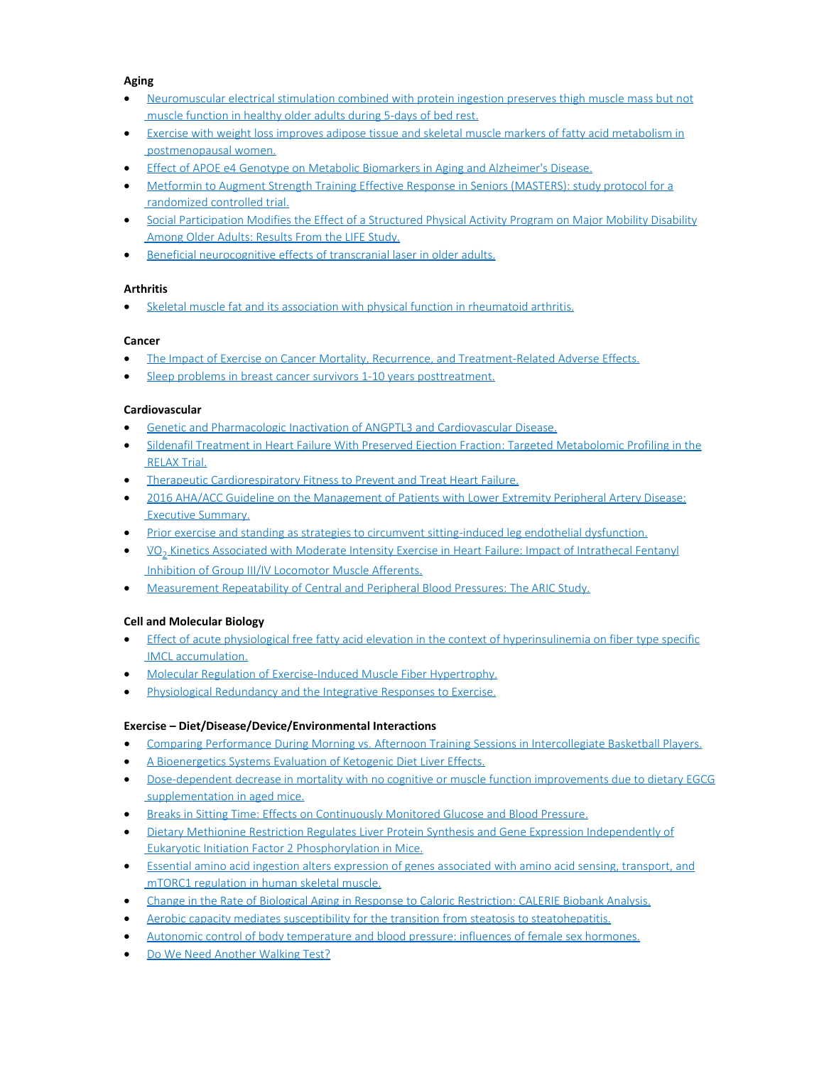**Aging**

- Neuromuscular electrical stimulation combined with protein ingestion preserves thigh muscle mass but not muscle function in healthy older adults during 5-days of bed rest.
- Exercise with weight loss improves adipose tissue and skeletal muscle markers of fatty acid metabolism in postmenopausal women.
- Effect of APOE e4 Genotype on Metabolic Biomarkers in Aging and Alzheimer's Disease.
- Metformin to Augment Strength Training Effective Response in Seniors (MASTERS): study protocol for a randomized controlled trial.
- Social Participation Modifies the Effect of a Structured Physical Activity Program on Major Mobility Disability Among Older Adults: Results From the LIFE Study.
- Beneficial neurocognitive effects of transcranial laser in older adults.

**Arthritis**

- Skeletal muscle fat and its association with physical function in rheumatoid arthritis.

**Cancer**

- The Impact of Exercise on Cancer Mortality, Recurrence, and Treatment-Related Adverse Effects.
- Sleep problems in breast cancer survivors 1-10 years posttreatment.

**Cardiovascular**

- Genetic and Pharmacologic Inactivation of ANGPTL3 and Cardiovascular Disease.
- Sildenafil Treatment in Heart Failure With Preserved Ejection Fraction: Targeted Metabolomic Profiling in the RELAX Trial.
- Therapeutic Cardiorespiratory Fitness to Prevent and Treat Heart Failure.
- 2016 AHA/ACC Guideline on the Management of Patients with Lower Extremity Peripheral Artery Disease: Executive Summary.
- Prior exercise and standing as strategies to circumvent sitting-induced leg endothelial dysfunction.
- $VO_2$ Kinetics Associated with Moderate Intensity Exercise in Heart Failure: Impact of Intrathecal Fentanyl Inhibition of Group III/IV Locomotor Muscle Afferents.
- Measurement Repeatability of Central and Peripheral Blood Pressures: The ARIC Study.

**Cell and Molecular Biology**

- Effect of acute physiological free fatty acid elevation in the context of hyperinsulinemia on fiber type specific IMCL accumulation.
- Molecular Regulation of Exercise-Induced Muscle Fiber Hypertrophy.
- Physiological Redundancy and the Integrative Responses to Exercise.

**Exercise – Diet/Disease/Device/Environmental Interactions**

- Comparing Performance During Morning vs. Afternoon Training Sessions in Intercollegiate Basketball Players.
- A Bioenergetics Systems Evaluation of Ketogenic Diet Liver Effects.
- Dose-dependent decrease in mortality with no cognitive or muscle function improvements due to dietary EGCG supplementation in aged mice.
- Breaks in Sitting Time: Effects on Continuously Monitored Glucose and Blood Pressure.
- Dietary Methionine Restriction Regulates Liver Protein Synthesis and Gene Expression Independently of Eukaryotic Initiation Factor 2 Phosphorylation in Mice.
- Essential amino acid ingestion alters expression of genes associated with amino acid sensing, transport, and mTORC1 regulation in human skeletal muscle.
- Change in the Rate of Biological Aging in Response to Caloric Restriction: CALERIE Biobank Analysis.
- Aerobic capacity mediates susceptibility for the transition from steatosis to steatohepatitis.
- Autonomic control of body temperature and blood pressure: influences of female sex hormones.
- Do We Need Another Walking Test?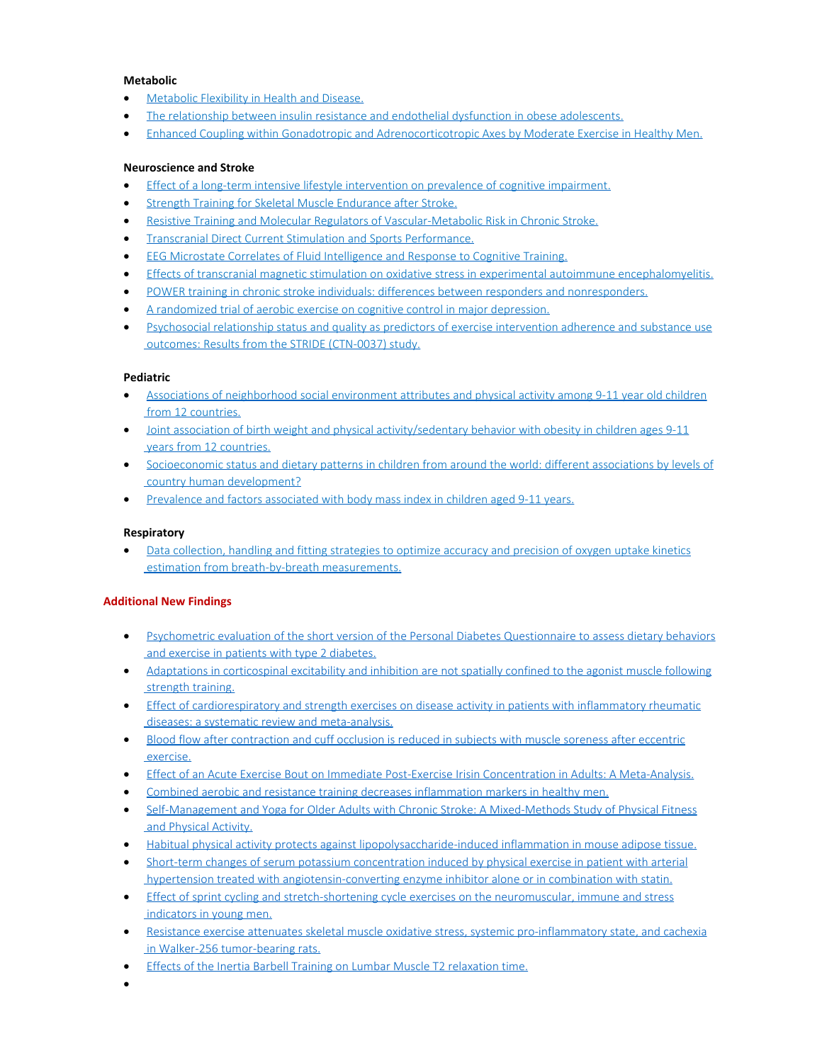**Metabolic**

- Metabolic Flexibility in Health and Disease.
- The relationship between insulin resistance and endothelial dysfunction in obese adolescents.
- Enhanced Coupling within Gonadotropic and Adrenocorticotropic Axes by Moderate Exercise in Healthy Men.

**Neuroscience and Stroke**

- Effect of a long-term intensive lifestyle intervention on prevalence of cognitive impairment.
- Strength Training for Skeletal Muscle Endurance after Stroke.
- Resistive Training and Molecular Regulators of Vascular-Metabolic Risk in Chronic Stroke.
- Transcranial Direct Current Stimulation and Sports Performance.
- EEG Microstate Correlates of Fluid Intelligence and Response to Cognitive Training.
- Effects of transcranial magnetic stimulation on oxidative stress in experimental autoimmune encephalomyelitis.
- POWER training in chronic stroke individuals: differences between responders and nonresponders.
- A randomized trial of aerobic exercise on cognitive control in major depression.
- Psychosocial relationship status and quality as predictors of exercise intervention adherence and substance use outcomes: Results from the STRIDE (CTN-0037) study.

**Pediatric**

- Associations of neighborhood social environment attributes and physical activity among 9-11 year old children from 12 countries.
- Joint association of birth weight and physical activity/sedentary behavior with obesity in children ages 9-11 years from 12 countries.
- Socioeconomic status and dietary patterns in children from around the world: different associations by levels of country human development?
- Prevalence and factors associated with body mass index in children aged 9-11 years.

**Respiratory**

- Data collection, handling and fitting strategies to optimize accuracy and precision of oxygen uptake kinetics estimation from breath-by-breath measurements.

**Additional New Findings**

- Psychometric evaluation of the short version of the Personal Diabetes Questionnaire to assess dietary behaviors and exercise in patients with type 2 diabetes.
- Adaptations in corticospinal excitability and inhibition are not spatially confined to the agonist muscle following strength training.
- Effect of cardiorespiratory and strength exercises on disease activity in patients with inflammatory rheumatic diseases: a systematic review and meta-analysis.
- Blood flow after contraction and cuff occlusion is reduced in subjects with muscle soreness after eccentric exercise.
- Effect of an Acute Exercise Bout on Immediate Post-Exercise Irisin Concentration in Adults: A Meta-Analysis.
- Combined aerobic and resistance training decreases inflammation markers in healthy men.
- Self-Management and Yoga for Older Adults with Chronic Stroke: A Mixed-Methods Study of Physical Fitness and Physical Activity.
- Habitual physical activity protects against lipopolysaccharide-induced inflammation in mouse adipose tissue.
- Short-term changes of serum potassium concentration induced by physical exercise in patient with arterial hypertension treated with angiotensin-converting enzyme inhibitor alone or in combination with statin.
- Effect of sprint cycling and stretch-shortening cycle exercises on the neuromuscular, immune and stress indicators in young men.
- Resistance exercise attenuates skeletal muscle oxidative stress, systemic pro-inflammatory state, and cachexia in Walker-256 tumor-bearing rats.
- Effects of the Inertia Barbell Training on Lumbar Muscle T2 relaxation time.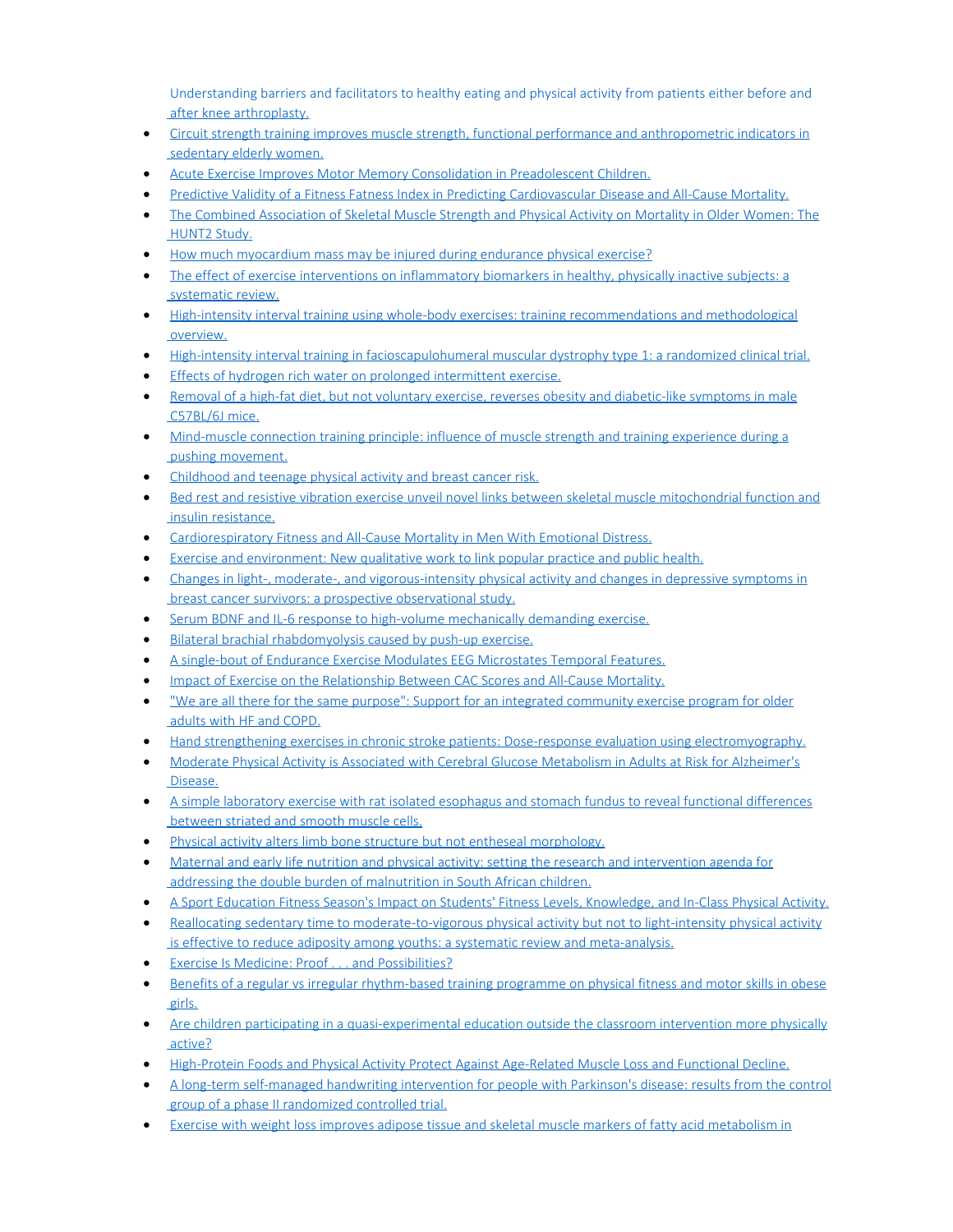Understanding barriers and facilitators to healthy eating and physical activity from patients either before and after knee arthroplasty.

- Circuit strength training improves muscle strength, functional performance and anthropometric indicators in sedentary elderly women.
- Acute Exercise Improves Motor Memory Consolidation in Preadolescent Children.
- Predictive Validity of a Fitness Fatness Index in Predicting Cardiovascular Disease and All-Cause Mortality.
- The Combined Association of Skeletal Muscle Strength and Physical Activity on Mortality in Older Women: The HUNT2 Study.
- How much myocardium mass may be injured during endurance physical exercise?
- The effect of exercise interventions on inflammatory biomarkers in healthy, physically inactive subjects: a systematic review.
- High-intensity interval training using whole-body exercises: training recommendations and methodological overview.
- High-intensity interval training in facioscapulohumeral muscular dystrophy type 1: a randomized clinical trial.
- Effects of hydrogen rich water on prolonged intermittent exercise.
- Removal of a high-fat diet, but not voluntary exercise, reverses obesity and diabetic-like symptoms in male C57BL/6J mice.
- Mind-muscle connection training principle: influence of muscle strength and training experience during a pushing movement.
- Childhood and teenage physical activity and breast cancer risk.
- Bed rest and resistive vibration exercise unveil novel links between skeletal muscle mitochondrial function and insulin resistance.
- Cardiorespiratory Fitness and All-Cause Mortality in Men With Emotional Distress.
- Exercise and environment: New qualitative work to link popular practice and public health.
- Changes in light-, moderate-, and vigorous-intensity physical activity and changes in depressive symptoms in breast cancer survivors: a prospective observational study.
- Serum BDNF and IL-6 response to high-volume mechanically demanding exercise.
- Bilateral brachial rhabdomyolysis caused by push-up exercise.
- A single-bout of Endurance Exercise Modulates EEG Microstates Temporal Features.
- Impact of Exercise on the Relationship Between CAC Scores and All-Cause Mortality.
- "We are all there for the same purpose": Support for an integrated community exercise program for older adults with HF and COPD.
- Hand strengthening exercises in chronic stroke patients: Dose-response evaluation using electromyography.
- Moderate Physical Activity is Associated with Cerebral Glucose Metabolism in Adults at Risk for Alzheimer's Disease.
- A simple laboratory exercise with rat isolated esophagus and stomach fundus to reveal functional differences between striated and smooth muscle cells.
- Physical activity alters limb bone structure but not entheseal morphology.
- Maternal and early life nutrition and physical activity: setting the research and intervention agenda for addressing the double burden of malnutrition in South African children.
- A Sport Education Fitness Season's Impact on Students' Fitness Levels, Knowledge, and In-Class Physical Activity.
- Reallocating sedentary time to moderate-to-vigorous physical activity but not to light-intensity physical activity is effective to reduce adiposity among youths: a systematic review and meta-analysis.
- Exercise Is Medicine: Proof . . . and Possibilities?
- Benefits of a regular vs irregular rhythm-based training programme on physical fitness and motor skills in obese girls.
- Are children participating in a quasi-experimental education outside the classroom intervention more physically active?
- High-Protein Foods and Physical Activity Protect Against Age-Related Muscle Loss and Functional Decline.
- A long-term self-managed handwriting intervention for people with Parkinson's disease: results from the control group of a phase II randomized controlled trial.
- Exercise with weight loss improves adipose tissue and skeletal muscle markers of fatty acid metabolism in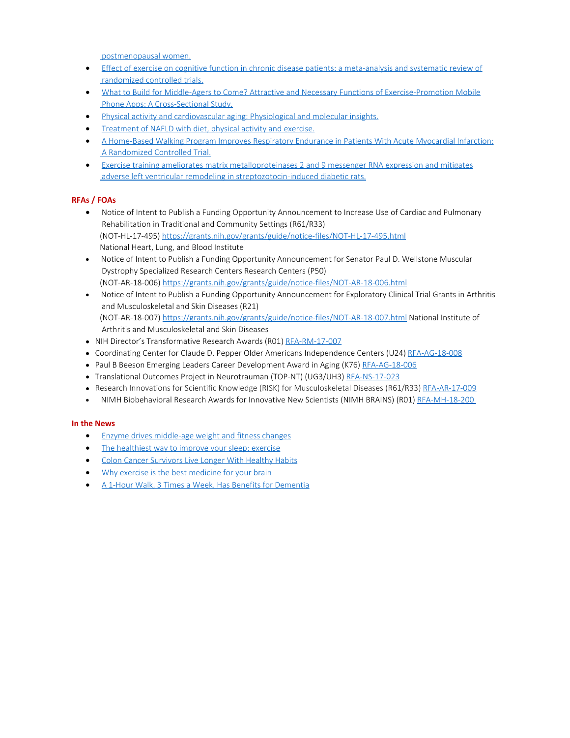postmenopausal women.

- Effect of exercise on cognitive function in chronic disease patients: a meta-analysis and systematic review of randomized controlled trials.
- What to Build for Middle-Agers to Come? Attractive and Necessary Functions of Exercise-Promotion Mobile Phone Apps: A Cross-Sectional Study.
- Physical activity and cardiovascular aging: Physiological and molecular insights.
- Treatment of NAFLD with diet, physical activity and exercise.
- A Home-Based Walking Program Improves Respiratory Endurance in Patients With Acute Myocardial Infarction: A Randomized Controlled Trial.
- Exercise training ameliorates matrix metalloproteinases 2 and 9 messenger RNA expression and mitigates adverse left ventricular remodeling in streptozotocin-induced diabetic rats.

**RFAs / FOAs**

- Notice of Intent to Publish a Funding Opportunity Announcement to Increase Use of Cardiac and Pulmonary Rehabilitation in Traditional and Community Settings (R61/R33)
  (NOT-HL-17-495) https://grants.nih.gov/grants/guide/notice-files/NOT-HL-17-495.html
  National Heart, Lung, and Blood Institute
- Notice of Intent to Publish a Funding Opportunity Announcement for Senator Paul D. Wellstone Muscular Dystrophy Specialized Research Centers Research Centers (P50)
  (NOT-AR-18-006) https://grants.nih.gov/grants/guide/notice-files/NOT-AR-18-006.html
- Notice of Intent to Publish a Funding Opportunity Announcement for Exploratory Clinical Trial Grants in Arthritis and Musculoskeletal and Skin Diseases (R21)
  (NOT-AR-18-007) https://grants.nih.gov/grants/guide/notice-files/NOT-AR-18-007.html National Institute of Arthritis and Musculoskeletal and Skin Diseases
- NIH Director's Transformative Research Awards (R01) RFA-RM-17-007
- Coordinating Center for Claude D. Pepper Older Americans Independence Centers (U24) RFA-AG-18-008
- Paul B Beeson Emerging Leaders Career Development Award in Aging (K76) RFA-AG-18-006
- Translational Outcomes Project in Neurotrauman (TOP-NT) (UG3/UH3) RFA-NS-17-023
- Research Innovations for Scientific Knowledge (RISK) for Musculoskeletal Diseases (R61/R33) RFA-AR-17-009
- NIMH Biobehavioral Research Awards for Innovative New Scientists (NIMH BRAINS) (R01) RFA-MH-18-200

**In the News**

- Enzyme drives middle-age weight and fitness changes
- The healthiest way to improve your sleep: exercise
- Colon Cancer Survivors Live Longer With Healthy Habits
- Why exercise is the best medicine for your brain
- A 1-Hour Walk, 3 Times a Week, Has Benefits for Dementia